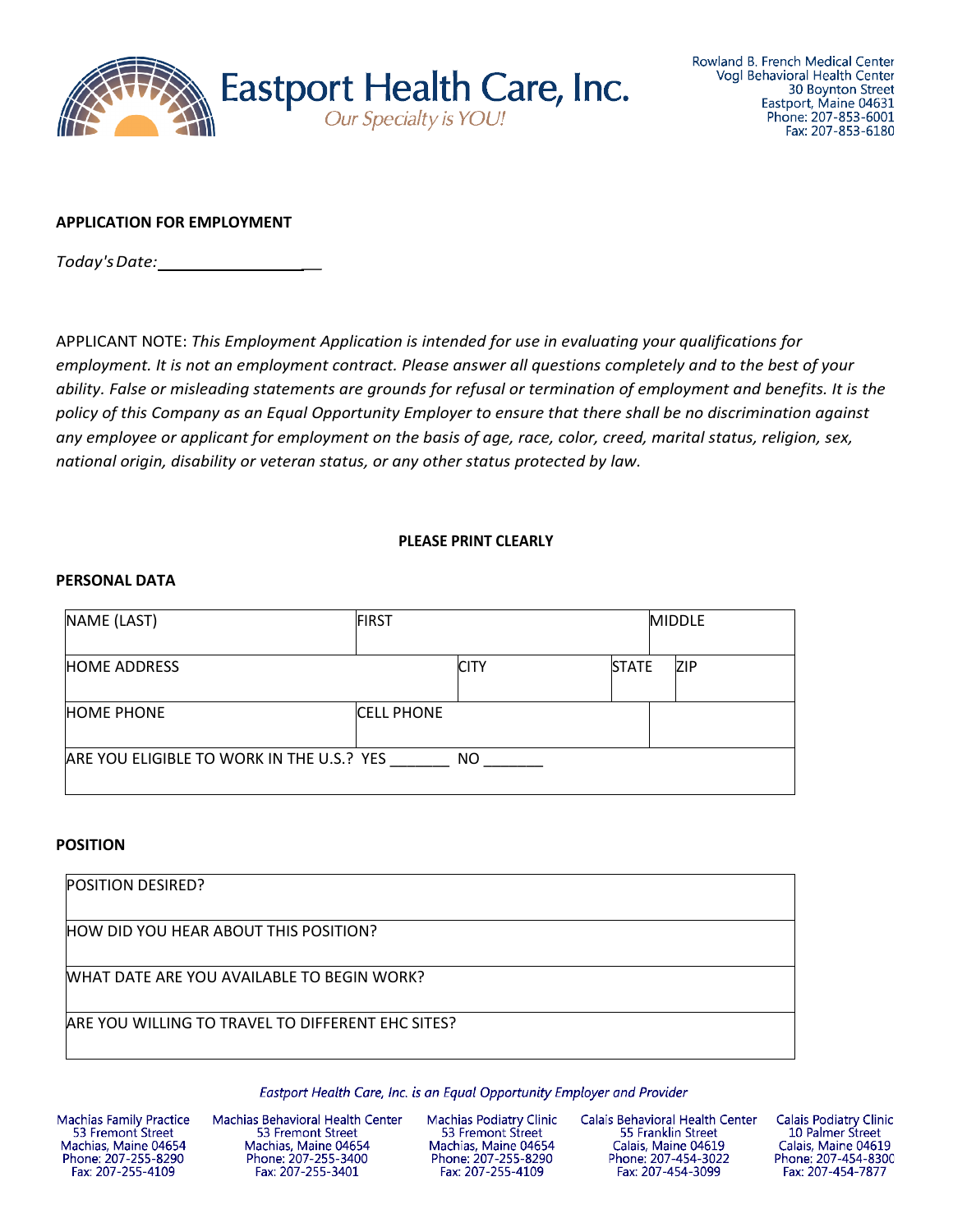# Eastport Health Care, Inc.

*Our Specialty is YOU!*

Rowland B. French Medical Center
Vogl Behavioral Health Center
30 Boynton Street
Eastport, Maine 04631
Phone: 207-853-6001
Fax: 207-853-6180

**APPLICATION FOR EMPLOYMENT**

*Today's Date:* ___________________

APPLICANT NOTE: *This Employment Application is intended for use in evaluating your qualifications for employment. It is not an employment contract. Please answer all questions completely and to the best of your ability. False or misleading statements are grounds for refusal or termination of employment and benefits. It is the policy of this Company as an Equal Opportunity Employer to ensure that there shall be no discrimination against any employee or applicant for employment on the basis of age, race, color, creed, marital status, religion, sex, national origin, disability or veteran status, or any other status protected by law.*

**PLEASE PRINT CLEARLY**

**PERSONAL DATA**

| NAME (LAST) | FIRST | | | MIDDLE |
|---|---|---|---|---|
| HOME ADDRESS | | CITY | STATE | ZIP |
| HOME PHONE | CELL PHONE | | | |
| ARE YOU ELIGIBLE TO WORK IN THE U.S.? YES _______ NO _______ | | | | |

**POSITION**

| POSITION DESIRED? |
|---|
| HOW DID YOU HEAR ABOUT THIS POSITION? |
| WHAT DATE ARE YOU AVAILABLE TO BEGIN WORK? |
| ARE YOU WILLING TO TRAVEL TO DIFFERENT EHC SITES? |

*Eastport Health Care, Inc. is an Equal Opportunity Employer and Provider*

Machias Family Practice
53 Fremont Street
Machias, Maine 04654
Phone: 207-255-8290
Fax: 207-255-4109

Machias Behavioral Health Center
53 Fremont Street
Machias, Maine 04654
Phone: 207-255-3400
Fax: 207-255-3401

Machias Podiatry Clinic
53 Fremont Street
Machias, Maine 04654
Phone: 207-255-8290
Fax: 207-255-4109

Calais Behavioral Health Center
55 Franklin Street
Calais, Maine 04619
Phone: 207-454-3022
Fax: 207-454-3099

Calais Podiatry Clinic
10 Palmer Street
Calais, Maine 04619
Phone: 207-454-8300
Fax: 207-454-7877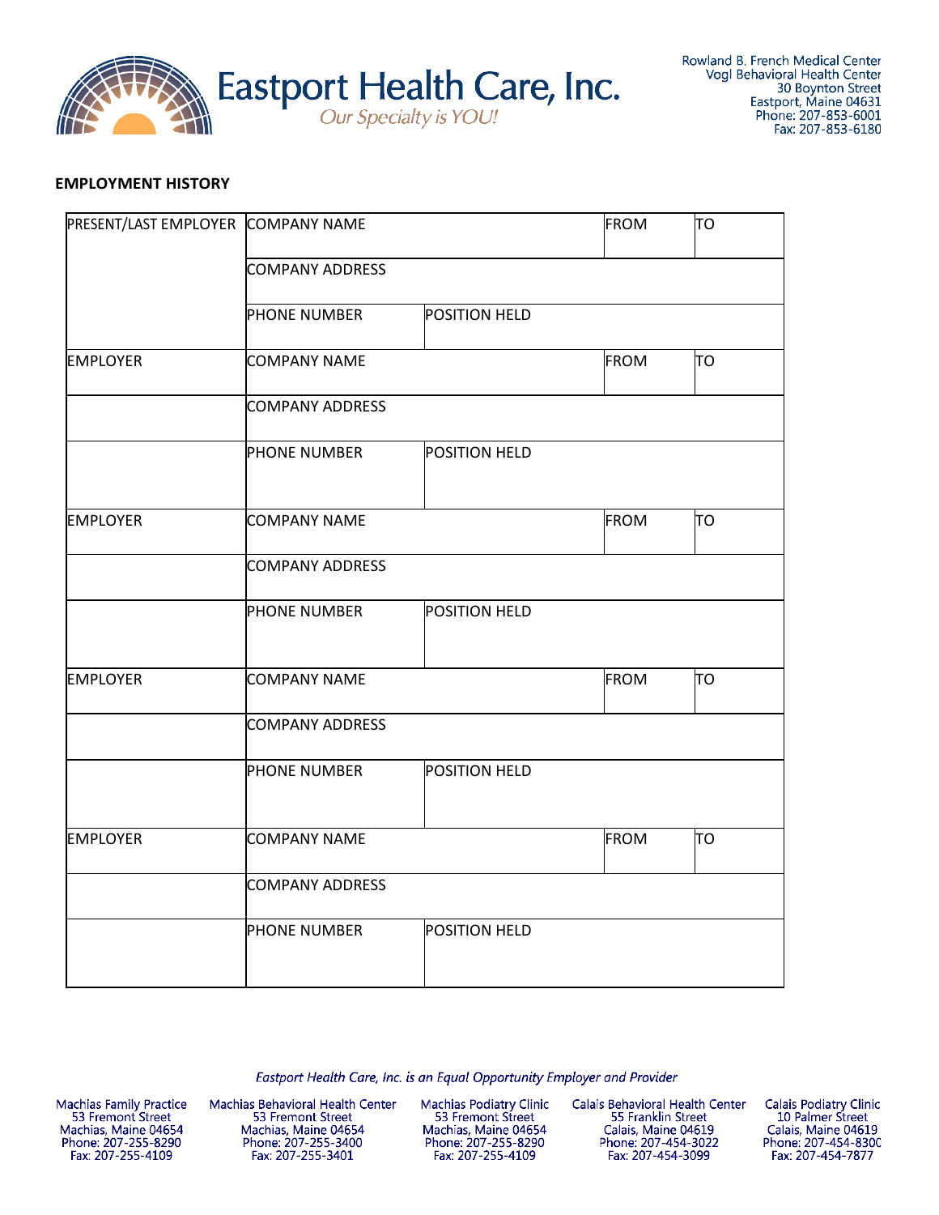## EMPLOYMENT HISTORY

| | | | | |
|---|---|---|---|---|
| PRESENT/LAST EMPLOYER | COMPANY NAME | | FROM | TO |
| | COMPANY ADDRESS | | | |
| | PHONE NUMBER | POSITION HELD | | |
| EMPLOYER | COMPANY NAME | | FROM | TO |
| | COMPANY ADDRESS | | | |
| | PHONE NUMBER | POSITION HELD | | |
| EMPLOYER | COMPANY NAME | | FROM | TO |
| | COMPANY ADDRESS | | | |
| | PHONE NUMBER | POSITION HELD | | |
| EMPLOYER | COMPANY NAME | | FROM | TO |
| | COMPANY ADDRESS | | | |
| | PHONE NUMBER | POSITION HELD | | |
| EMPLOYER | COMPANY NAME | | FROM | TO |
| | COMPANY ADDRESS | | | |
| | PHONE NUMBER | POSITION HELD | | |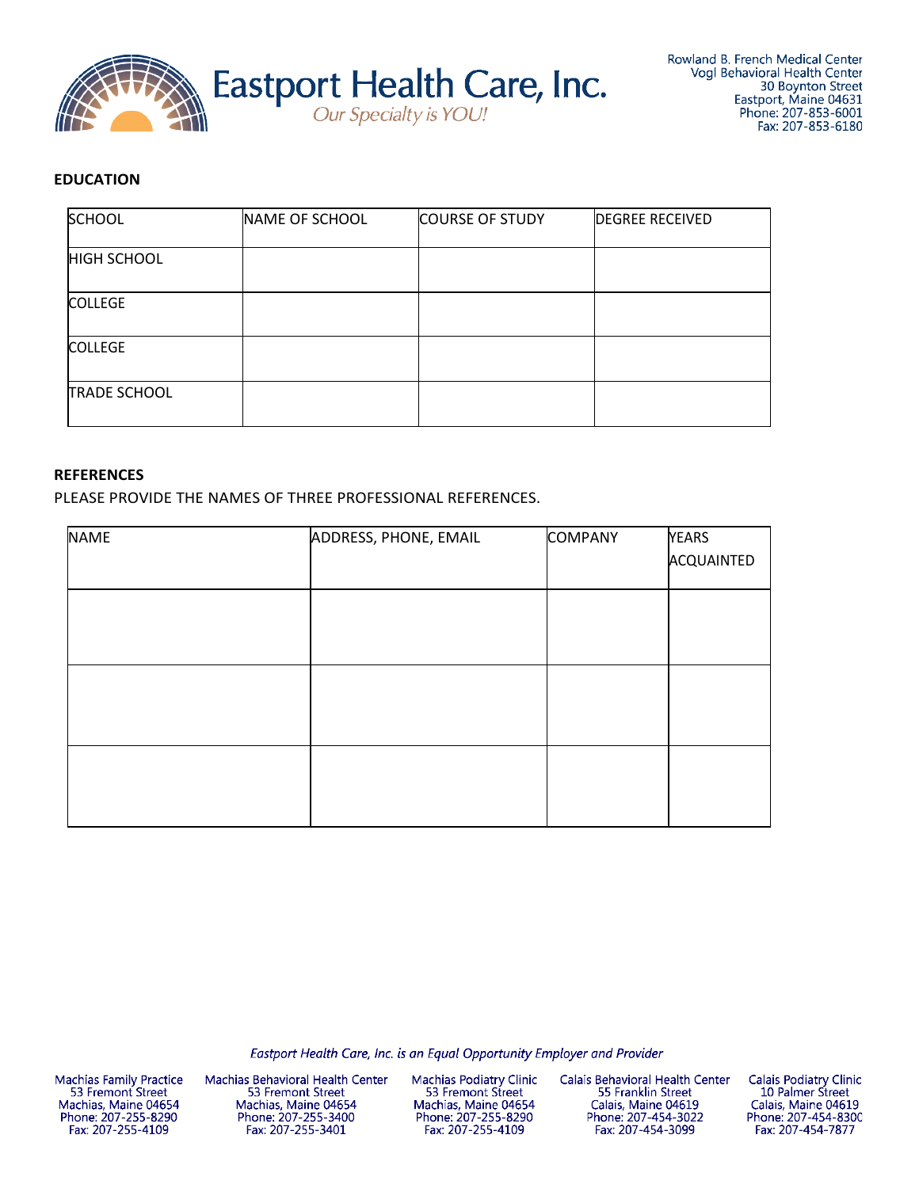**EDUCATION**

| SCHOOL | NAME OF SCHOOL | COURSE OF STUDY | DEGREE RECEIVED |
|---|---|---|---|
| HIGH SCHOOL | | | |
| COLLEGE | | | |
| COLLEGE | | | |
| TRADE SCHOOL | | | |

**REFERENCES**

PLEASE PROVIDE THE NAMES OF THREE PROFESSIONAL REFERENCES.

| NAME | ADDRESS, PHONE, EMAIL | COMPANY | YEARS ACQUAINTED |
|---|---|---|---|
| | | | |
| | | | |
| | | | |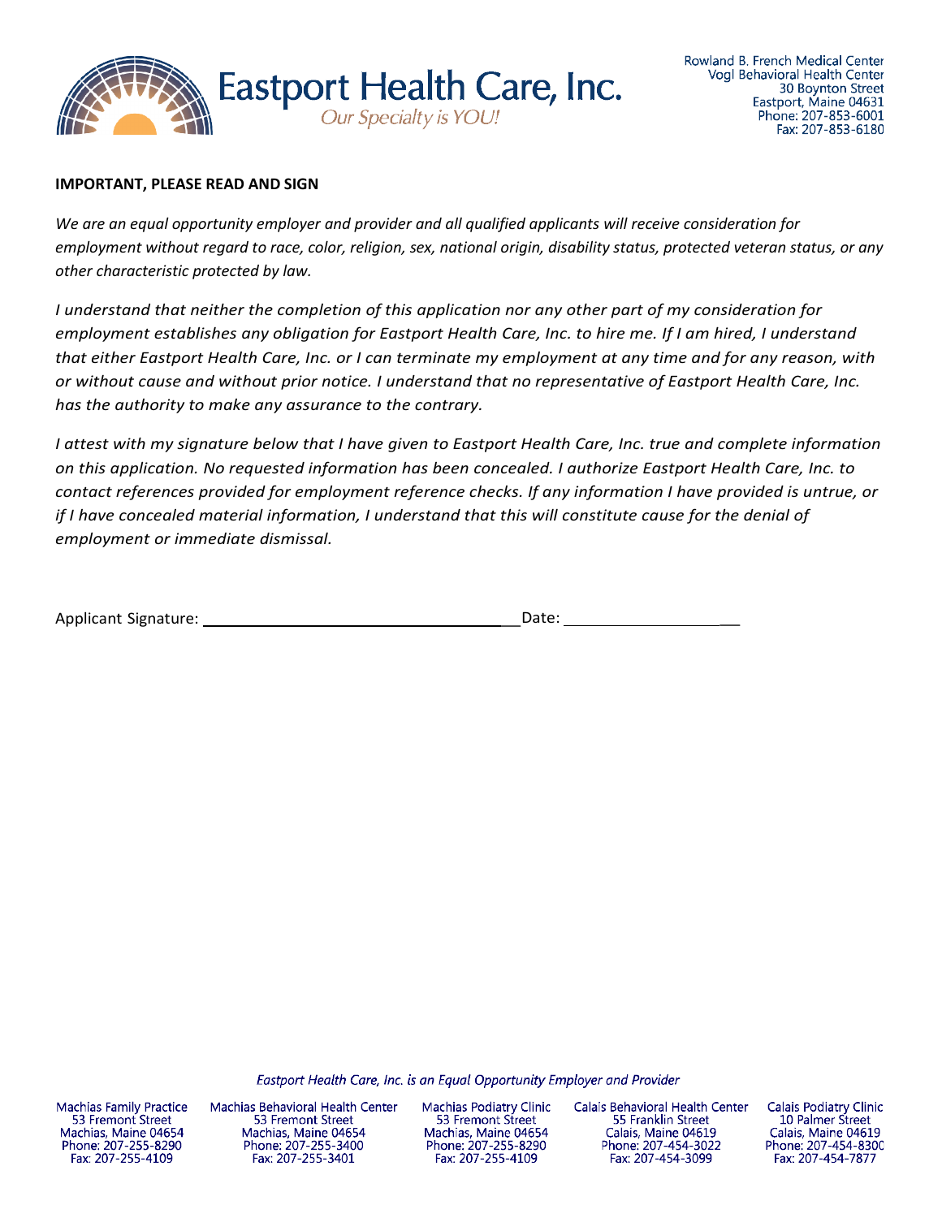**IMPORTANT, PLEASE READ AND SIGN**

*We are an equal opportunity employer and provider and all qualified applicants will receive consideration for employment without regard to race, color, religion, sex, national origin, disability status, protected veteran status, or any other characteristic protected by law.*

*I understand that neither the completion of this application nor any other part of my consideration for employment establishes any obligation for Eastport Health Care, Inc. to hire me. If I am hired, I understand that either Eastport Health Care, Inc. or I can terminate my employment at any time and for any reason, with or without cause and without prior notice. I understand that no representative of Eastport Health Care, Inc. has the authority to make any assurance to the contrary.*

*I attest with my signature below that I have given to Eastport Health Care, Inc. true and complete information on this application. No requested information has been concealed. I authorize Eastport Health Care, Inc. to contact references provided for employment reference checks. If any information I have provided is untrue, or if I have concealed material information, I understand that this will constitute cause for the denial of employment or immediate dismissal.*

Applicant Signature: ______________________________ Date: ____________________